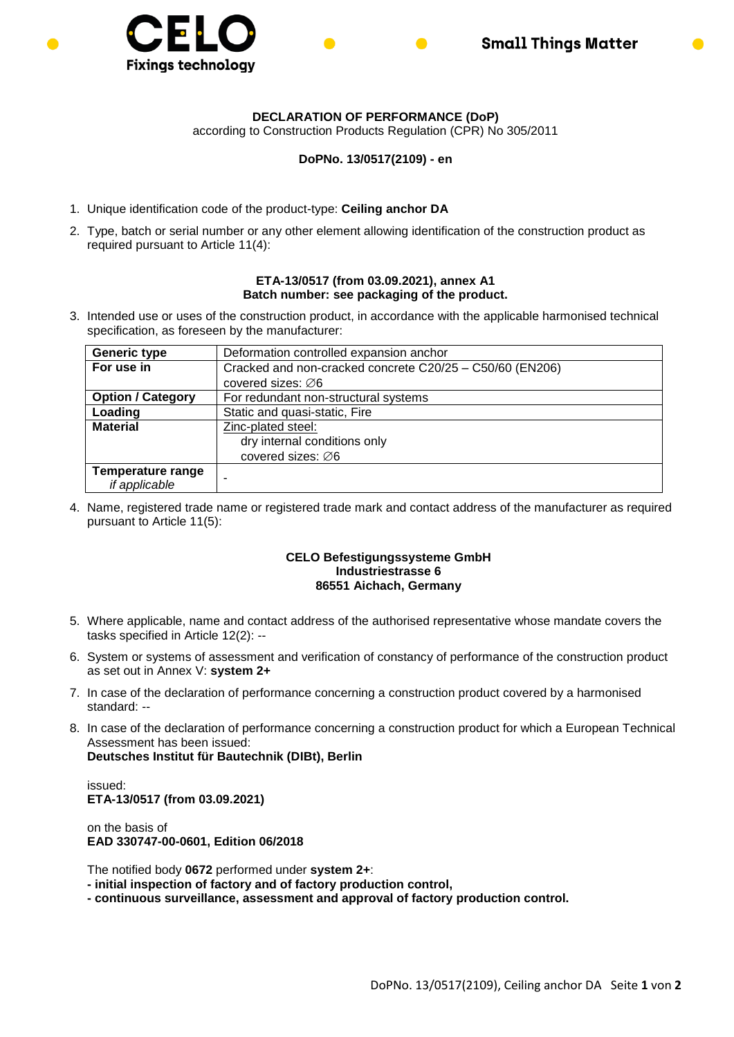CELO

Fixings technology

Small Things Matter

**DECLARATION OF PERFORMANCE (DoP)**

according to Construction Products Regulation (CPR) No 305/2011

**DoPNo. 13/0517(2109) - en**

1. Unique identification code of the product-type: **Ceiling anchor DA**
2. Type, batch or serial number or any other element allowing identification of the construction product as required pursuant to Article 11(4):

**ETA-13/0517 (from 03.09.2021), annex A1**
**Batch number: see packaging of the product.**

3. Intended use or uses of the construction product, in accordance with the applicable harmonised technical specification, as foreseen by the manufacturer:

| | |
|---|---|
| **Generic type** | Deformation controlled expansion anchor |
| **For use in** | Cracked and non-cracked concrete C20/25 – C50/60 (EN206)<br>covered sizes: ∅6 |
| **Option / Category** | For redundant non-structural systems |
| **Loading** | Static and quasi-static, Fire |
| **Material** | Zinc-plated steel:<br>dry internal conditions only<br>covered sizes: ∅6 |
| **Temperature range** *if applicable* | - |

4. Name, registered trade name or registered trade mark and contact address of the manufacturer as required pursuant to Article 11(5):

**CELO Befestigungssysteme GmbH**
**Industriestrasse 6**
**86551 Aichach, Germany**

5. Where applicable, name and contact address of the authorised representative whose mandate covers the tasks specified in Article 12(2): --
6. System or systems of assessment and verification of constancy of performance of the construction product as set out in Annex V: **system 2+**
7. In case of the declaration of performance concerning a construction product covered by a harmonised standard: --
8. In case of the declaration of performance concerning a construction product for which a European Technical Assessment has been issued:
   **Deutsches Institut für Bautechnik (DIBt), Berlin**

   issued:
   **ETA-13/0517 (from 03.09.2021)**

   on the basis of
   **EAD 330747-00-0601, Edition 06/2018**

   The notified body **0672** performed under **system 2+**:
   **- initial inspection of factory and of factory production control,**
   **- continuous surveillance, assessment and approval of factory production control.**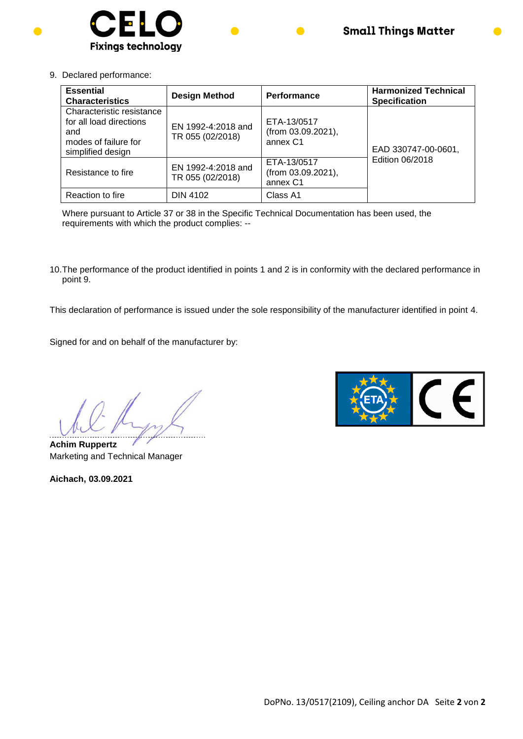9. Declared performance:

| Essential Characteristics | Design Method | Performance | Harmonized Technical Specification |
|---|---|---|---|
| Characteristic resistance for all load directions and modes of failure for simplified design | EN 1992-4:2018 and TR 055 (02/2018) | ETA-13/0517 (from 03.09.2021), annex C1 | EAD 330747-00-0601, Edition 06/2018 |
| Resistance to fire | EN 1992-4:2018 and TR 055 (02/2018) | ETA-13/0517 (from 03.09.2021), annex C1 | |
| Reaction to fire | DIN 4102 | Class A1 | |

Where pursuant to Article 37 or 38 in the Specific Technical Documentation has been used, the requirements with which the product complies: --

10. The performance of the product identified in points 1 and 2 is in conformity with the declared performance in point 9.

This declaration of performance is issued under the sole responsibility of the manufacturer identified in point 4.

Signed for and on behalf of the manufacturer by:

**Achim Ruppertz**
Marketing and Technical Manager

**Aichach, 03.09.2021**